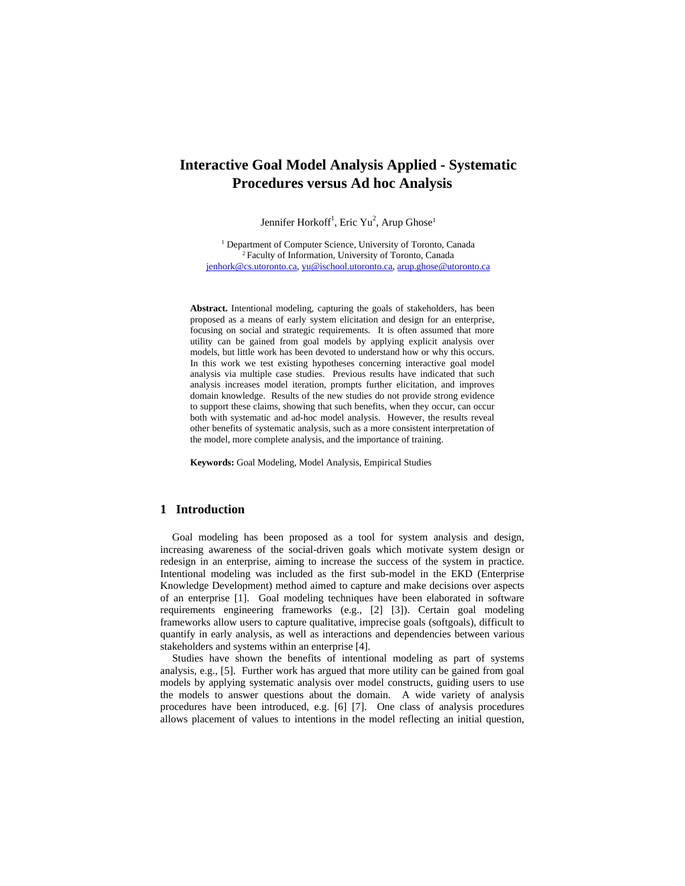# Interactive Goal Model Analysis Applied - Systematic Procedures versus Ad hoc Analysis

Jennifer Horkoff[1], Eric Yu[2], Arup Ghose[1]

[1] Department of Computer Science, University of Toronto, Canada
[2] Faculty of Information, University of Toronto, Canada
jenhork@cs.utoronto.ca, yu@ischool.utoronto.ca, arup.ghose@utoronto.ca

**Abstract.** Intentional modeling, capturing the goals of stakeholders, has been proposed as a means of early system elicitation and design for an enterprise, focusing on social and strategic requirements. It is often assumed that more utility can be gained from goal models by applying explicit analysis over models, but little work has been devoted to understand how or why this occurs. In this work we test existing hypotheses concerning interactive goal model analysis via multiple case studies. Previous results have indicated that such analysis increases model iteration, prompts further elicitation, and improves domain knowledge. Results of the new studies do not provide strong evidence to support these claims, showing that such benefits, when they occur, can occur both with systematic and ad-hoc model analysis. However, the results reveal other benefits of systematic analysis, such as a more consistent interpretation of the model, more complete analysis, and the importance of training.

**Keywords:** Goal Modeling, Model Analysis, Empirical Studies

## 1 Introduction

Goal modeling has been proposed as a tool for system analysis and design, increasing awareness of the social-driven goals which motivate system design or redesign in an enterprise, aiming to increase the success of the system in practice. Intentional modeling was included as the first sub-model in the EKD (Enterprise Knowledge Development) method aimed to capture and make decisions over aspects of an enterprise [1]. Goal modeling techniques have been elaborated in software requirements engineering frameworks (e.g., [2] [3]). Certain goal modeling frameworks allow users to capture qualitative, imprecise goals (softgoals), difficult to quantify in early analysis, as well as interactions and dependencies between various stakeholders and systems within an enterprise [4].

Studies have shown the benefits of intentional modeling as part of systems analysis, e.g., [5]. Further work has argued that more utility can be gained from goal models by applying systematic analysis over model constructs, guiding users to use the models to answer questions about the domain. A wide variety of analysis procedures have been introduced, e.g. [6] [7]. One class of analysis procedures allows placement of values to intentions in the model reflecting an initial question,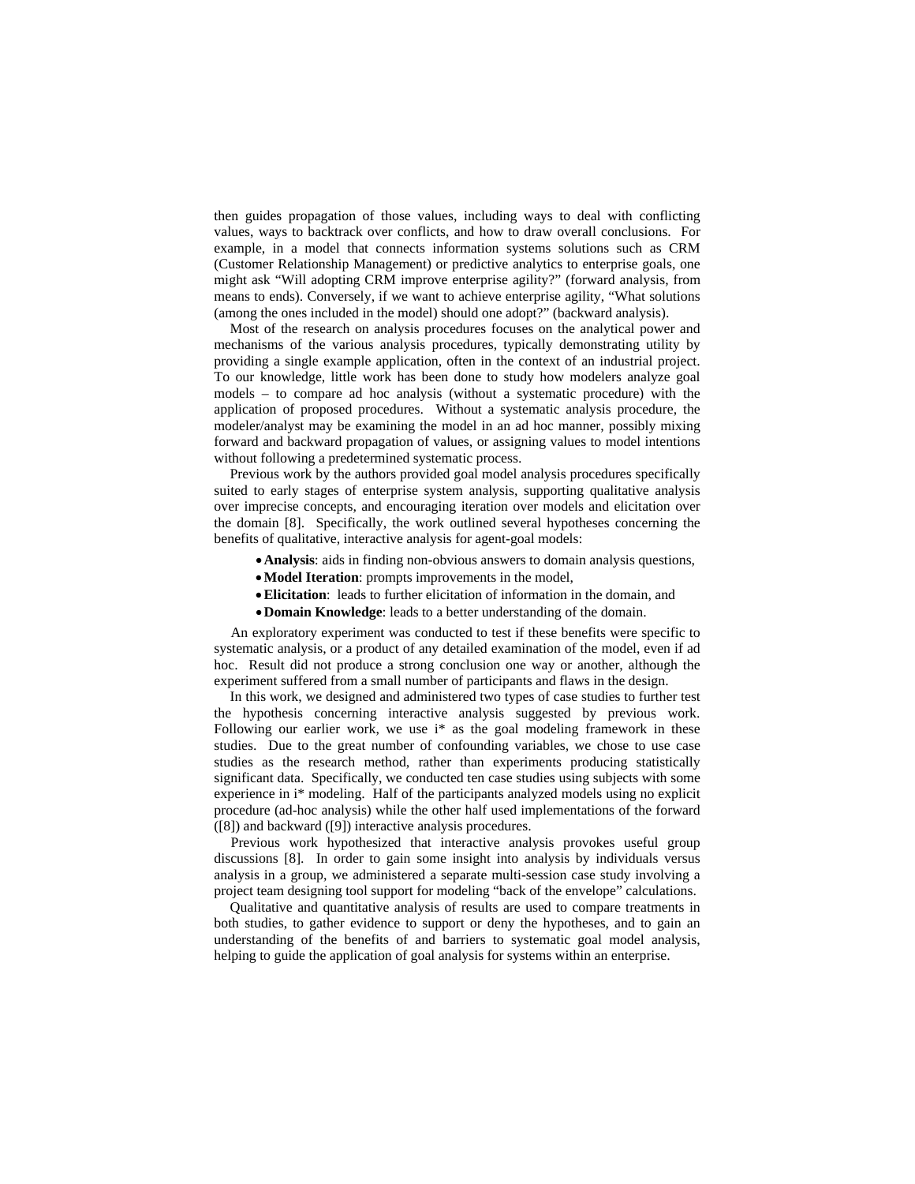then guides propagation of those values, including ways to deal with conflicting values, ways to backtrack over conflicts, and how to draw overall conclusions. For example, in a model that connects information systems solutions such as CRM (Customer Relationship Management) or predictive analytics to enterprise goals, one might ask "Will adopting CRM improve enterprise agility?" (forward analysis, from means to ends). Conversely, if we want to achieve enterprise agility, "What solutions (among the ones included in the model) should one adopt?" (backward analysis).

Most of the research on analysis procedures focuses on the analytical power and mechanisms of the various analysis procedures, typically demonstrating utility by providing a single example application, often in the context of an industrial project. To our knowledge, little work has been done to study how modelers analyze goal models – to compare ad hoc analysis (without a systematic procedure) with the application of proposed procedures. Without a systematic analysis procedure, the modeler/analyst may be examining the model in an ad hoc manner, possibly mixing forward and backward propagation of values, or assigning values to model intentions without following a predetermined systematic process.

Previous work by the authors provided goal model analysis procedures specifically suited to early stages of enterprise system analysis, supporting qualitative analysis over imprecise concepts, and encouraging iteration over models and elicitation over the domain [8]. Specifically, the work outlined several hypotheses concerning the benefits of qualitative, interactive analysis for agent-goal models:

- **Analysis**: aids in finding non-obvious answers to domain analysis questions,
- **Model Iteration**: prompts improvements in the model,
- **Elicitation**: leads to further elicitation of information in the domain, and
- **Domain Knowledge**: leads to a better understanding of the domain.

An exploratory experiment was conducted to test if these benefits were specific to systematic analysis, or a product of any detailed examination of the model, even if ad hoc. Result did not produce a strong conclusion one way or another, although the experiment suffered from a small number of participants and flaws in the design.

In this work, we designed and administered two types of case studies to further test the hypothesis concerning interactive analysis suggested by previous work. Following our earlier work, we use i* as the goal modeling framework in these studies. Due to the great number of confounding variables, we chose to use case studies as the research method, rather than experiments producing statistically significant data. Specifically, we conducted ten case studies using subjects with some experience in i* modeling. Half of the participants analyzed models using no explicit procedure (ad-hoc analysis) while the other half used implementations of the forward ([8]) and backward ([9]) interactive analysis procedures.

Previous work hypothesized that interactive analysis provokes useful group discussions [8]. In order to gain some insight into analysis by individuals versus analysis in a group, we administered a separate multi-session case study involving a project team designing tool support for modeling "back of the envelope" calculations.

Qualitative and quantitative analysis of results are used to compare treatments in both studies, to gather evidence to support or deny the hypotheses, and to gain an understanding of the benefits of and barriers to systematic goal model analysis, helping to guide the application of goal analysis for systems within an enterprise.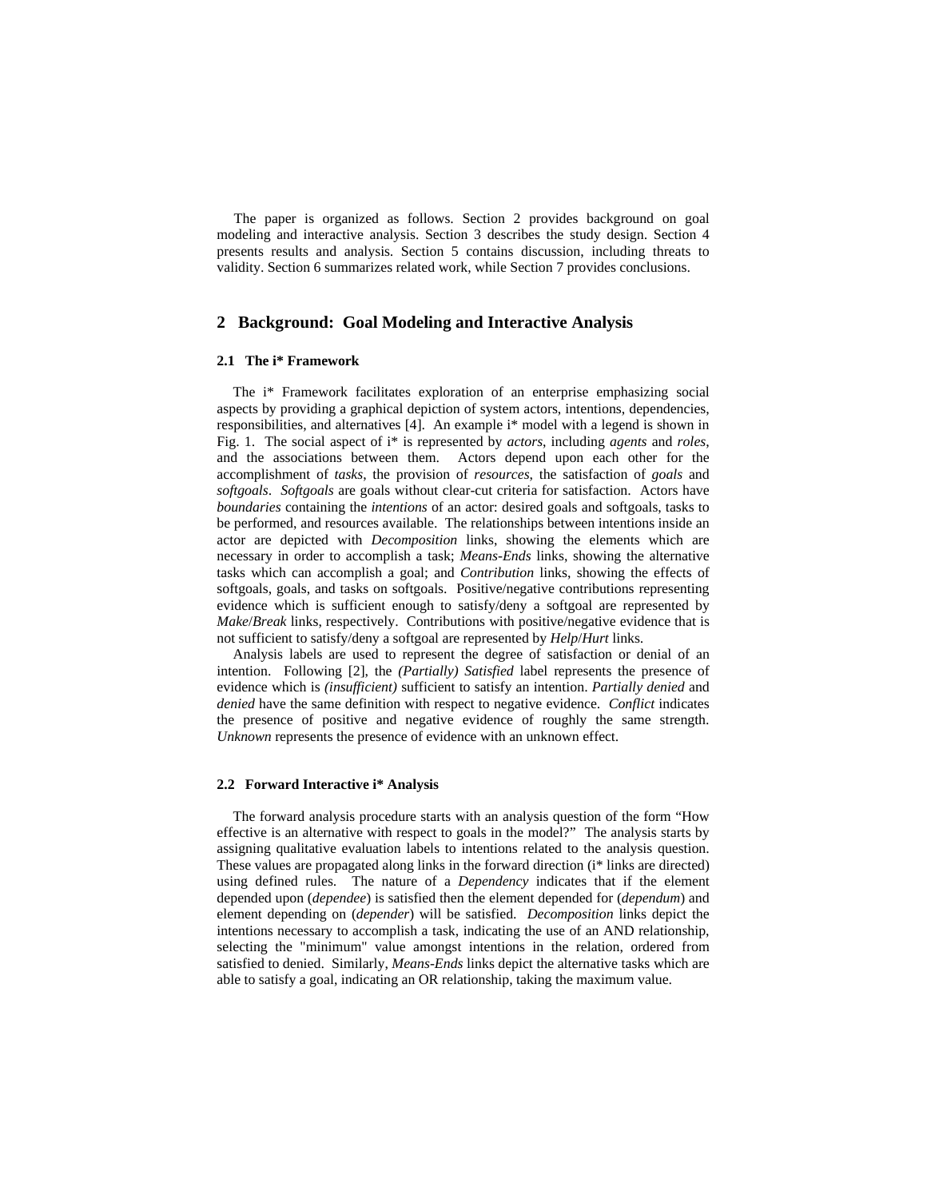The paper is organized as follows. Section 2 provides background on goal modeling and interactive analysis. Section 3 describes the study design. Section 4 presents results and analysis. Section 5 contains discussion, including threats to validity. Section 6 summarizes related work, while Section 7 provides conclusions.

## 2 Background: Goal Modeling and Interactive Analysis

### 2.1 The i* Framework

The i* Framework facilitates exploration of an enterprise emphasizing social aspects by providing a graphical depiction of system actors, intentions, dependencies, responsibilities, and alternatives [4]. An example i* model with a legend is shown in Fig. 1. The social aspect of i* is represented by *actors*, including *agents* and *roles*, and the associations between them. Actors depend upon each other for the accomplishment of *tasks*, the provision of *resources*, the satisfaction of *goals* and *softgoals*. *Softgoals* are goals without clear-cut criteria for satisfaction. Actors have *boundaries* containing the *intentions* of an actor: desired goals and softgoals, tasks to be performed, and resources available. The relationships between intentions inside an actor are depicted with *Decomposition* links, showing the elements which are necessary in order to accomplish a task; *Means-Ends* links, showing the alternative tasks which can accomplish a goal; and *Contribution* links, showing the effects of softgoals, goals, and tasks on softgoals. Positive/negative contributions representing evidence which is sufficient enough to satisfy/deny a softgoal are represented by *Make*/*Break* links, respectively. Contributions with positive/negative evidence that is not sufficient to satisfy/deny a softgoal are represented by *Help*/*Hurt* links.

Analysis labels are used to represent the degree of satisfaction or denial of an intention. Following [2], the *(Partially) Satisfied* label represents the presence of evidence which is *(insufficient)* sufficient to satisfy an intention. *Partially denied* and *denied* have the same definition with respect to negative evidence. *Conflict* indicates the presence of positive and negative evidence of roughly the same strength. *Unknown* represents the presence of evidence with an unknown effect.

### 2.2 Forward Interactive i* Analysis

The forward analysis procedure starts with an analysis question of the form "How effective is an alternative with respect to goals in the model?" The analysis starts by assigning qualitative evaluation labels to intentions related to the analysis question. These values are propagated along links in the forward direction (i* links are directed) using defined rules. The nature of a *Dependency* indicates that if the element depended upon (*dependee*) is satisfied then the element depended for (*dependum*) and element depending on (*depender*) will be satisfied. *Decomposition* links depict the intentions necessary to accomplish a task, indicating the use of an AND relationship, selecting the "minimum" value amongst intentions in the relation, ordered from satisfied to denied. Similarly, *Means-Ends* links depict the alternative tasks which are able to satisfy a goal, indicating an OR relationship, taking the maximum value.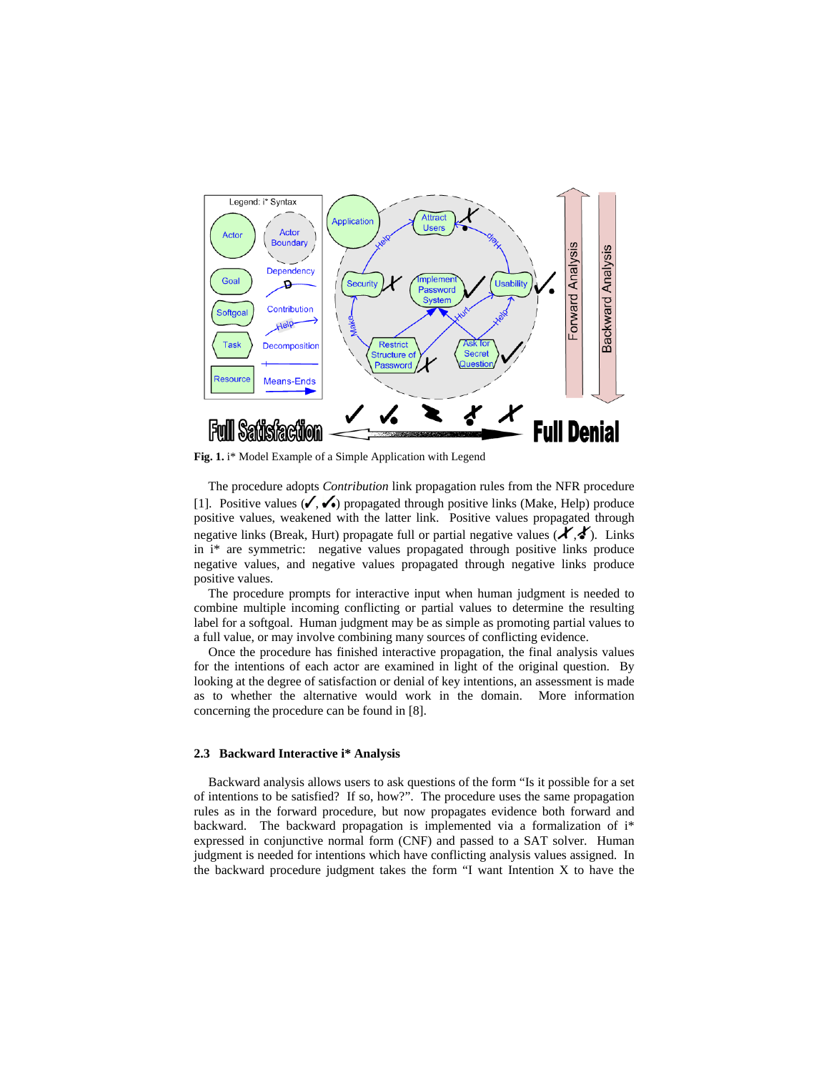Legend: i* Syntax

Actor

Actor Boundary

Goal

Dependency

Softgoal

Contribution

Help

Task

Decomposition

Resource

Means-Ends

Application

Attract Users

Security

Implement Password System

Usability

Restrict Structure of Password

Ask for Secret Question

Help

Help

Make

Hurt

Help

Forward Analysis

Backward Analysis

Full Satisfaction

Full Denial

**Fig. 1.** i* Model Example of a Simple Application with Legend

The procedure adopts *Contribution* link propagation rules from the NFR procedure [1]. Positive values (✓, ✓•) propagated through positive links (Make, Help) produce positive values, weakened with the latter link. Positive values propagated through negative links (Break, Hurt) propagate full or partial negative values (✗, ✗•). Links in i* are symmetric: negative values propagated through positive links produce negative values, and negative values propagated through negative links produce positive values.

The procedure prompts for interactive input when human judgment is needed to combine multiple incoming conflicting or partial values to determine the resulting label for a softgoal. Human judgment may be as simple as promoting partial values to a full value, or may involve combining many sources of conflicting evidence.

Once the procedure has finished interactive propagation, the final analysis values for the intentions of each actor are examined in light of the original question. By looking at the degree of satisfaction or denial of key intentions, an assessment is made as to whether the alternative would work in the domain. More information concerning the procedure can be found in [8].

### 2.3 Backward Interactive i* Analysis

Backward analysis allows users to ask questions of the form "Is it possible for a set of intentions to be satisfied? If so, how?". The procedure uses the same propagation rules as in the forward procedure, but now propagates evidence both forward and backward. The backward propagation is implemented via a formalization of i* expressed in conjunctive normal form (CNF) and passed to a SAT solver. Human judgment is needed for intentions which have conflicting analysis values assigned. In the backward procedure judgment takes the form "I want Intention X to have the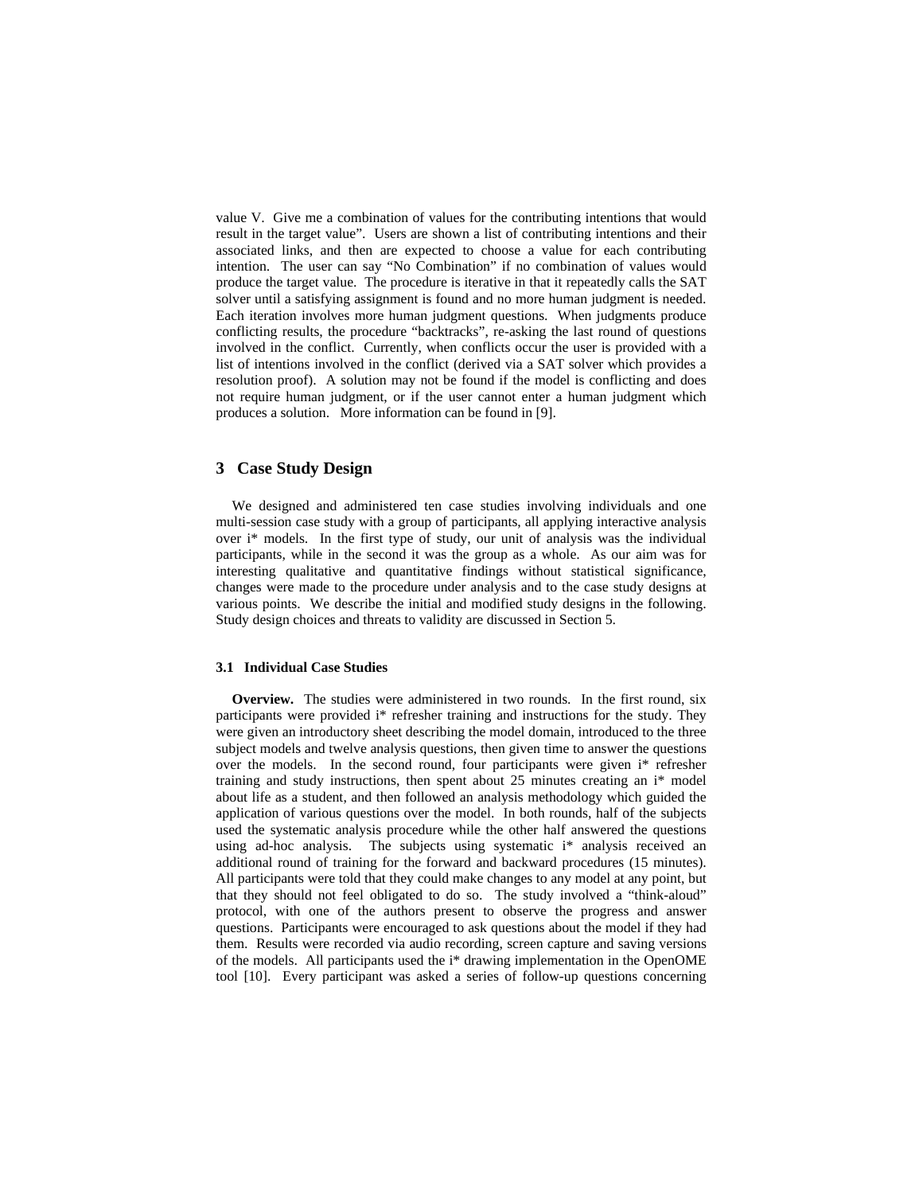value V. Give me a combination of values for the contributing intentions that would result in the target value". Users are shown a list of contributing intentions and their associated links, and then are expected to choose a value for each contributing intention. The user can say "No Combination" if no combination of values would produce the target value. The procedure is iterative in that it repeatedly calls the SAT solver until a satisfying assignment is found and no more human judgment is needed. Each iteration involves more human judgment questions. When judgments produce conflicting results, the procedure "backtracks", re-asking the last round of questions involved in the conflict. Currently, when conflicts occur the user is provided with a list of intentions involved in the conflict (derived via a SAT solver which provides a resolution proof). A solution may not be found if the model is conflicting and does not require human judgment, or if the user cannot enter a human judgment which produces a solution. More information can be found in [9].

## 3 Case Study Design

We designed and administered ten case studies involving individuals and one multi-session case study with a group of participants, all applying interactive analysis over i* models. In the first type of study, our unit of analysis was the individual participants, while in the second it was the group as a whole. As our aim was for interesting qualitative and quantitative findings without statistical significance, changes were made to the procedure under analysis and to the case study designs at various points. We describe the initial and modified study designs in the following. Study design choices and threats to validity are discussed in Section 5.

### 3.1 Individual Case Studies

**Overview.** The studies were administered in two rounds. In the first round, six participants were provided i* refresher training and instructions for the study. They were given an introductory sheet describing the model domain, introduced to the three subject models and twelve analysis questions, then given time to answer the questions over the models. In the second round, four participants were given i* refresher training and study instructions, then spent about 25 minutes creating an i* model about life as a student, and then followed an analysis methodology which guided the application of various questions over the model. In both rounds, half of the subjects used the systematic analysis procedure while the other half answered the questions using ad-hoc analysis. The subjects using systematic i* analysis received an additional round of training for the forward and backward procedures (15 minutes). All participants were told that they could make changes to any model at any point, but that they should not feel obligated to do so. The study involved a "think-aloud" protocol, with one of the authors present to observe the progress and answer questions. Participants were encouraged to ask questions about the model if they had them. Results were recorded via audio recording, screen capture and saving versions of the models. All participants used the i* drawing implementation in the OpenOME tool [10]. Every participant was asked a series of follow-up questions concerning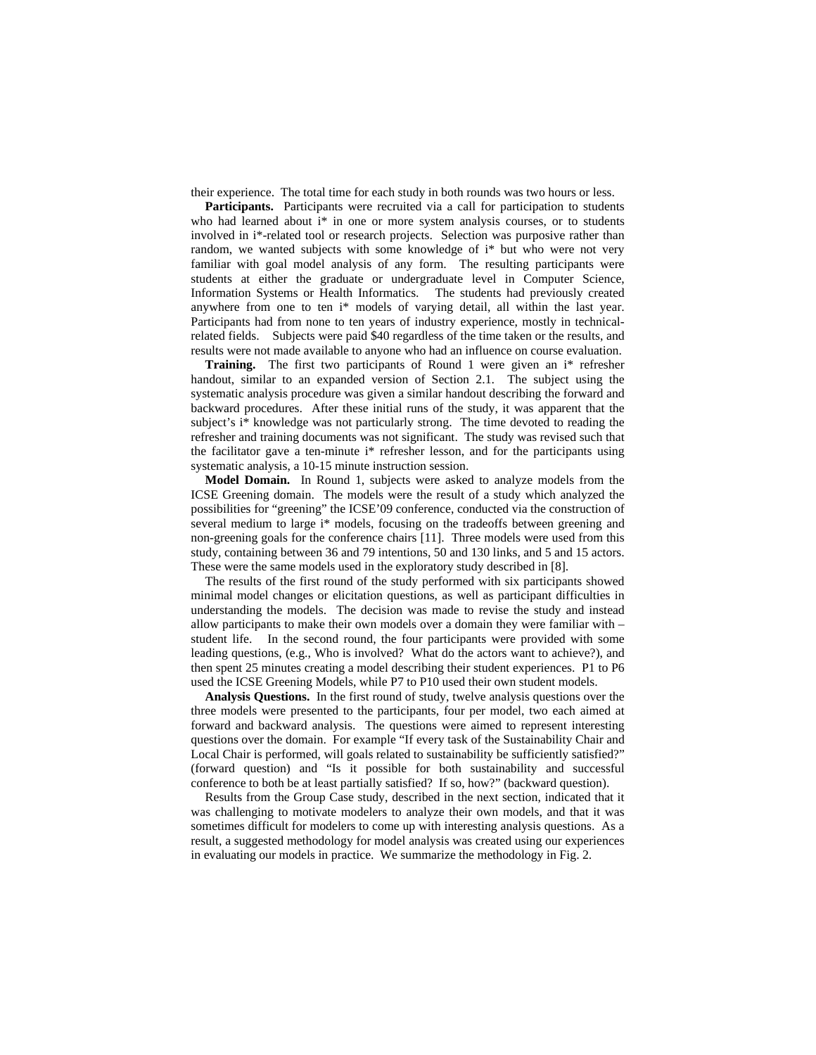their experience. The total time for each study in both rounds was two hours or less.

**Participants.** Participants were recruited via a call for participation to students who had learned about i* in one or more system analysis courses, or to students involved in i*-related tool or research projects. Selection was purposive rather than random, we wanted subjects with some knowledge of i* but who were not very familiar with goal model analysis of any form. The resulting participants were students at either the graduate or undergraduate level in Computer Science, Information Systems or Health Informatics. The students had previously created anywhere from one to ten i* models of varying detail, all within the last year. Participants had from none to ten years of industry experience, mostly in technical-related fields. Subjects were paid $40 regardless of the time taken or the results, and results were not made available to anyone who had an influence on course evaluation.

**Training.** The first two participants of Round 1 were given an i* refresher handout, similar to an expanded version of Section 2.1. The subject using the systematic analysis procedure was given a similar handout describing the forward and backward procedures. After these initial runs of the study, it was apparent that the subject's i* knowledge was not particularly strong. The time devoted to reading the refresher and training documents was not significant. The study was revised such that the facilitator gave a ten-minute i* refresher lesson, and for the participants using systematic analysis, a 10-15 minute instruction session.

**Model Domain.** In Round 1, subjects were asked to analyze models from the ICSE Greening domain. The models were the result of a study which analyzed the possibilities for "greening" the ICSE'09 conference, conducted via the construction of several medium to large i* models, focusing on the tradeoffs between greening and non-greening goals for the conference chairs [11]. Three models were used from this study, containing between 36 and 79 intentions, 50 and 130 links, and 5 and 15 actors. These were the same models used in the exploratory study described in [8].

The results of the first round of the study performed with six participants showed minimal model changes or elicitation questions, as well as participant difficulties in understanding the models. The decision was made to revise the study and instead allow participants to make their own models over a domain they were familiar with – student life. In the second round, the four participants were provided with some leading questions, (e.g., Who is involved? What do the actors want to achieve?), and then spent 25 minutes creating a model describing their student experiences. P1 to P6 used the ICSE Greening Models, while P7 to P10 used their own student models.

**Analysis Questions.** In the first round of study, twelve analysis questions over the three models were presented to the participants, four per model, two each aimed at forward and backward analysis. The questions were aimed to represent interesting questions over the domain. For example "If every task of the Sustainability Chair and Local Chair is performed, will goals related to sustainability be sufficiently satisfied?" (forward question) and "Is it possible for both sustainability and successful conference to both be at least partially satisfied? If so, how?" (backward question).

Results from the Group Case study, described in the next section, indicated that it was challenging to motivate modelers to analyze their own models, and that it was sometimes difficult for modelers to come up with interesting analysis questions. As a result, a suggested methodology for model analysis was created using our experiences in evaluating our models in practice. We summarize the methodology in Fig. 2.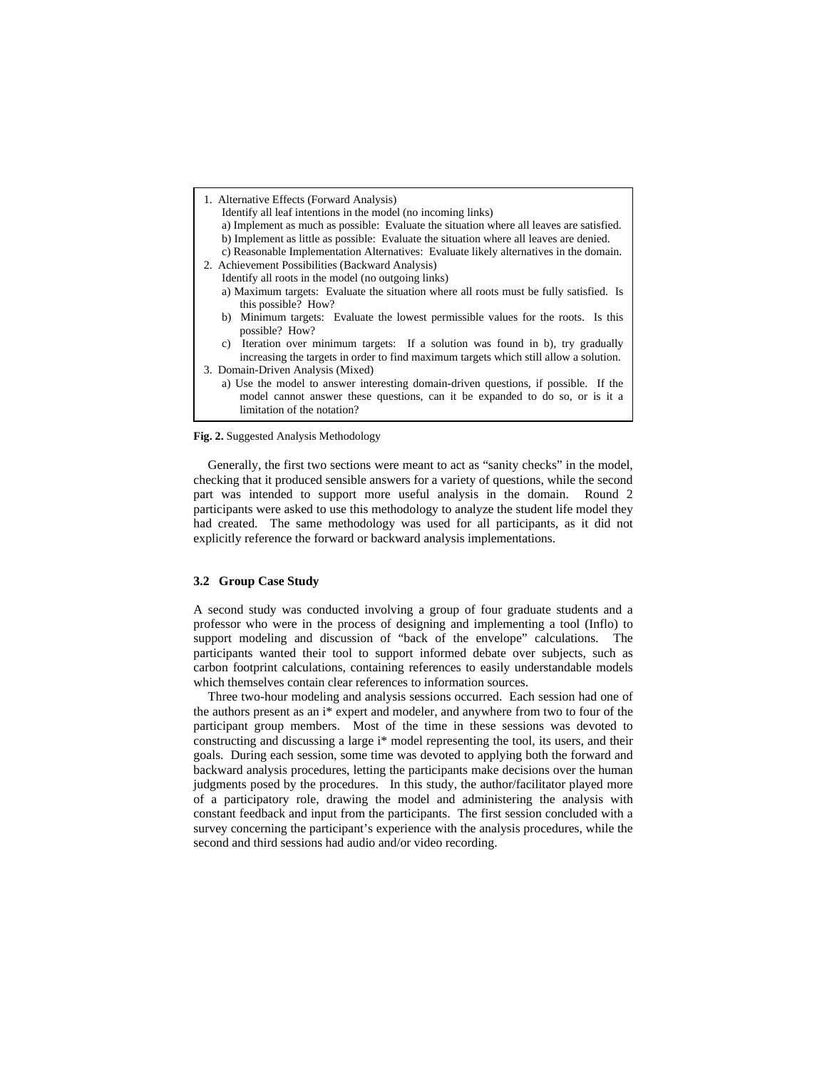1. Alternative Effects (Forward Analysis)
   Identify all leaf intentions in the model (no incoming links)
   a) Implement as much as possible: Evaluate the situation where all leaves are satisfied.
   b) Implement as little as possible: Evaluate the situation where all leaves are denied.
   c) Reasonable Implementation Alternatives: Evaluate likely alternatives in the domain.
2. Achievement Possibilities (Backward Analysis)
   Identify all roots in the model (no outgoing links)
   a) Maximum targets: Evaluate the situation where all roots must be fully satisfied. Is this possible? How?
   b) Minimum targets: Evaluate the lowest permissible values for the roots. Is this possible? How?
   c) Iteration over minimum targets: If a solution was found in b), try gradually increasing the targets in order to find maximum targets which still allow a solution.
3. Domain-Driven Analysis (Mixed)
   a) Use the model to answer interesting domain-driven questions, if possible. If the model cannot answer these questions, can it be expanded to do so, or is it a limitation of the notation?

**Fig. 2.** Suggested Analysis Methodology

Generally, the first two sections were meant to act as "sanity checks" in the model, checking that it produced sensible answers for a variety of questions, while the second part was intended to support more useful analysis in the domain. Round 2 participants were asked to use this methodology to analyze the student life model they had created. The same methodology was used for all participants, as it did not explicitly reference the forward or backward analysis implementations.

### 3.2 Group Case Study

A second study was conducted involving a group of four graduate students and a professor who were in the process of designing and implementing a tool (Inflo) to support modeling and discussion of "back of the envelope" calculations. The participants wanted their tool to support informed debate over subjects, such as carbon footprint calculations, containing references to easily understandable models which themselves contain clear references to information sources.

Three two-hour modeling and analysis sessions occurred. Each session had one of the authors present as an i* expert and modeler, and anywhere from two to four of the participant group members. Most of the time in these sessions was devoted to constructing and discussing a large i* model representing the tool, its users, and their goals. During each session, some time was devoted to applying both the forward and backward analysis procedures, letting the participants make decisions over the human judgments posed by the procedures. In this study, the author/facilitator played more of a participatory role, drawing the model and administering the analysis with constant feedback and input from the participants. The first session concluded with a survey concerning the participant's experience with the analysis procedures, while the second and third sessions had audio and/or video recording.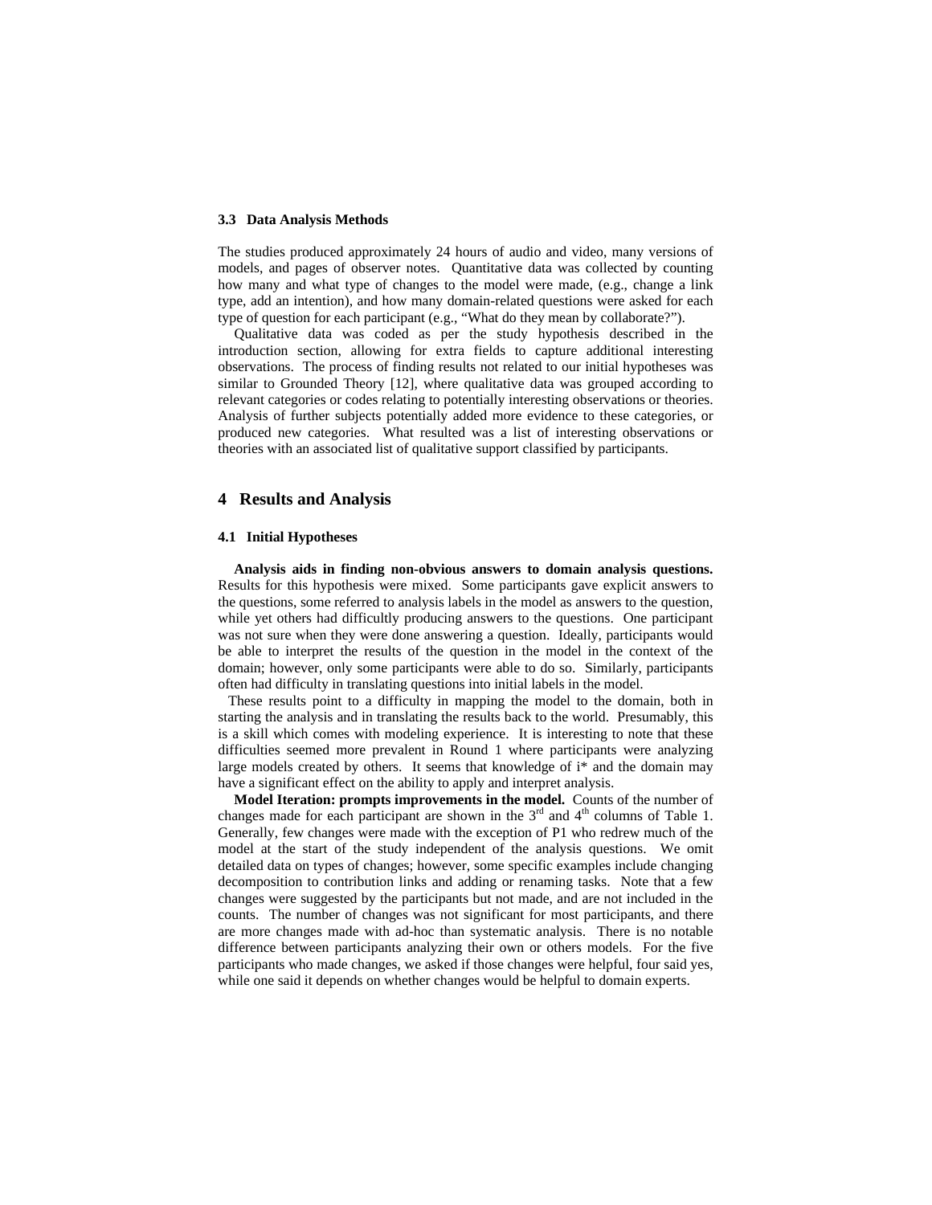### 3.3 Data Analysis Methods

The studies produced approximately 24 hours of audio and video, many versions of models, and pages of observer notes. Quantitative data was collected by counting how many and what type of changes to the model were made, (e.g., change a link type, add an intention), and how many domain-related questions were asked for each type of question for each participant (e.g., "What do they mean by collaborate?").

Qualitative data was coded as per the study hypothesis described in the introduction section, allowing for extra fields to capture additional interesting observations. The process of finding results not related to our initial hypotheses was similar to Grounded Theory [12], where qualitative data was grouped according to relevant categories or codes relating to potentially interesting observations or theories. Analysis of further subjects potentially added more evidence to these categories, or produced new categories. What resulted was a list of interesting observations or theories with an associated list of qualitative support classified by participants.

## 4 Results and Analysis

### 4.1 Initial Hypotheses

**Analysis aids in finding non-obvious answers to domain analysis questions.** Results for this hypothesis were mixed. Some participants gave explicit answers to the questions, some referred to analysis labels in the model as answers to the question, while yet others had difficultly producing answers to the questions. One participant was not sure when they were done answering a question. Ideally, participants would be able to interpret the results of the question in the model in the context of the domain; however, only some participants were able to do so. Similarly, participants often had difficulty in translating questions into initial labels in the model.

These results point to a difficulty in mapping the model to the domain, both in starting the analysis and in translating the results back to the world. Presumably, this is a skill which comes with modeling experience. It is interesting to note that these difficulties seemed more prevalent in Round 1 where participants were analyzing large models created by others. It seems that knowledge of i* and the domain may have a significant effect on the ability to apply and interpret analysis.

**Model Iteration: prompts improvements in the model.** Counts of the number of changes made for each participant are shown in the 3rd and 4th columns of Table 1. Generally, few changes were made with the exception of P1 who redrew much of the model at the start of the study independent of the analysis questions. We omit detailed data on types of changes; however, some specific examples include changing decomposition to contribution links and adding or renaming tasks. Note that a few changes were suggested by the participants but not made, and are not included in the counts. The number of changes was not significant for most participants, and there are more changes made with ad-hoc than systematic analysis. There is no notable difference between participants analyzing their own or others models. For the five participants who made changes, we asked if those changes were helpful, four said yes, while one said it depends on whether changes would be helpful to domain experts.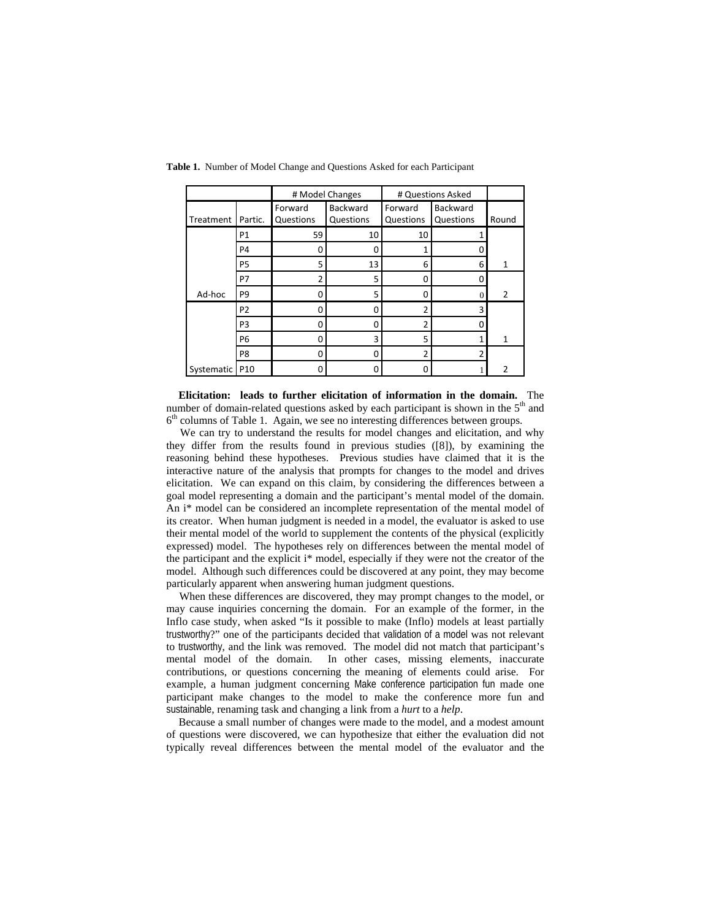**Table 1.** Number of Model Change and Questions Asked for each Participant

| | | # Model Changes | | # Questions Asked | | |
|---|---|---|---|---|---|---|
| Treatment | Partic. | Forward Questions | Backward Questions | Forward Questions | Backward Questions | Round |
| | P1 | 59 | 10 | 10 | 1 | |
| | P4 | 0 | 0 | 1 | 0 | |
| | P5 | 5 | 13 | 6 | 6 | 1 |
| | P7 | 2 | 5 | 0 | 0 | |
| Ad-hoc | P9 | 0 | 5 | 0 | 0 | 2 |
| | P2 | 0 | 0 | 2 | 3 | |
| | P3 | 0 | 0 | 2 | 0 | |
| | P6 | 0 | 3 | 5 | 1 | 1 |
| | P8 | 0 | 0 | 2 | 2 | |
| Systematic | P10 | 0 | 0 | 0 | 1 | 2 |

**Elicitation: leads to further elicitation of information in the domain.** The number of domain-related questions asked by each participant is shown in the 5th and 6th columns of Table 1. Again, we see no interesting differences between groups.

We can try to understand the results for model changes and elicitation, and why they differ from the results found in previous studies ([8]), by examining the reasoning behind these hypotheses. Previous studies have claimed that it is the interactive nature of the analysis that prompts for changes to the model and drives elicitation. We can expand on this claim, by considering the differences between a goal model representing a domain and the participant's mental model of the domain. An i* model can be considered an incomplete representation of the mental model of its creator. When human judgment is needed in a model, the evaluator is asked to use their mental model of the world to supplement the contents of the physical (explicitly expressed) model. The hypotheses rely on differences between the mental model of the participant and the explicit i* model, especially if they were not the creator of the model. Although such differences could be discovered at any point, they may become particularly apparent when answering human judgment questions.

When these differences are discovered, they may prompt changes to the model, or may cause inquiries concerning the domain. For an example of the former, in the Inflo case study, when asked "Is it possible to make (Inflo) models at least partially trustworthy?" one of the participants decided that validation of a model was not relevant to trustworthy, and the link was removed. The model did not match that participant's mental model of the domain. In other cases, missing elements, inaccurate contributions, or questions concerning the meaning of elements could arise. For example, a human judgment concerning Make conference participation fun made one participant make changes to the model to make the conference more fun and sustainable, renaming task and changing a link from a *hurt* to a *help*.

Because a small number of changes were made to the model, and a modest amount of questions were discovered, we can hypothesize that either the evaluation did not typically reveal differences between the mental model of the evaluator and the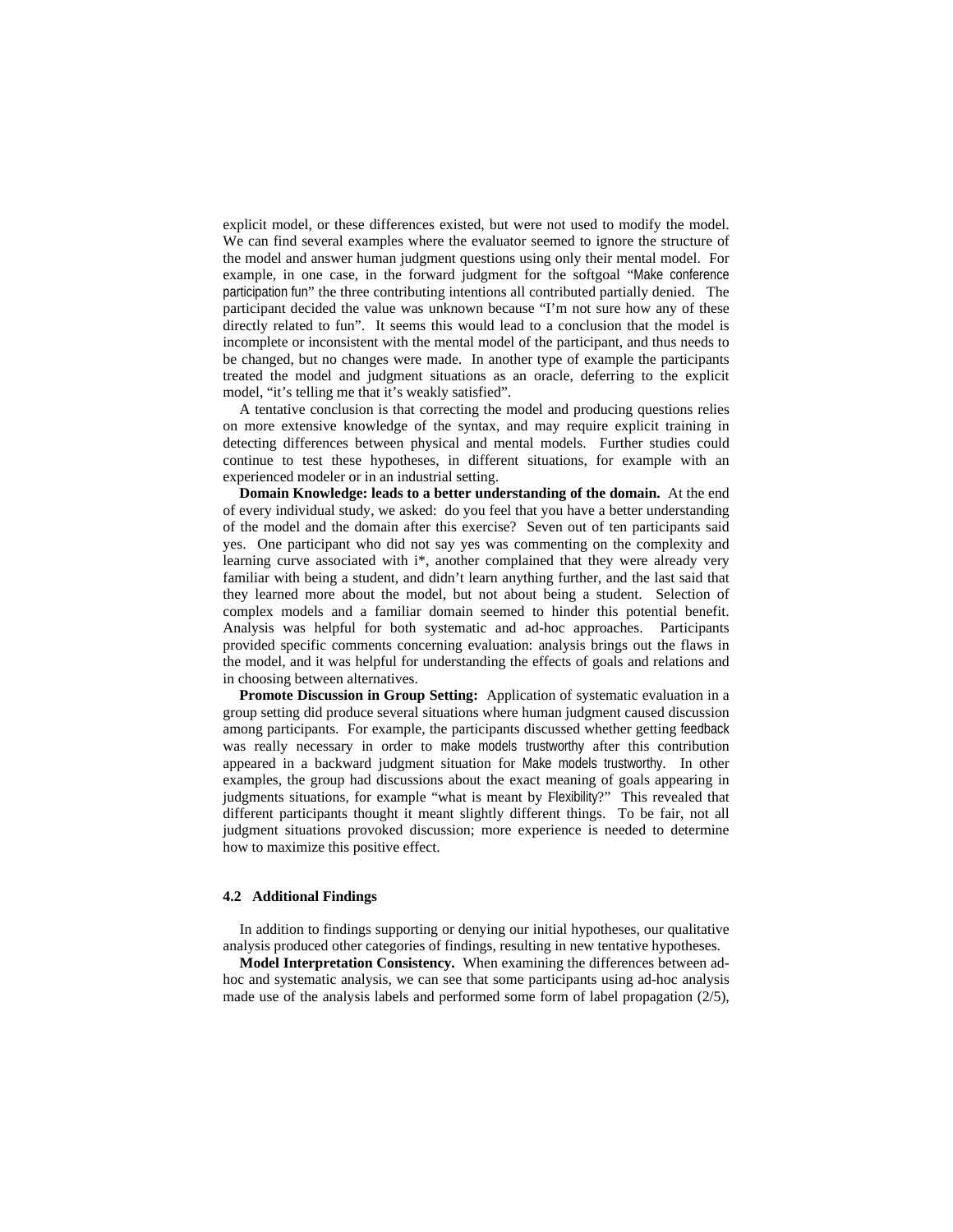explicit model, or these differences existed, but were not used to modify the model. We can find several examples where the evaluator seemed to ignore the structure of the model and answer human judgment questions using only their mental model. For example, in one case, in the forward judgment for the softgoal "Make conference participation fun" the three contributing intentions all contributed partially denied. The participant decided the value was unknown because "I'm not sure how any of these directly related to fun". It seems this would lead to a conclusion that the model is incomplete or inconsistent with the mental model of the participant, and thus needs to be changed, but no changes were made. In another type of example the participants treated the model and judgment situations as an oracle, deferring to the explicit model, "it's telling me that it's weakly satisfied".

A tentative conclusion is that correcting the model and producing questions relies on more extensive knowledge of the syntax, and may require explicit training in detecting differences between physical and mental models. Further studies could continue to test these hypotheses, in different situations, for example with an experienced modeler or in an industrial setting.

**Domain Knowledge: leads to a better understanding of the domain.** At the end of every individual study, we asked: do you feel that you have a better understanding of the model and the domain after this exercise? Seven out of ten participants said yes. One participant who did not say yes was commenting on the complexity and learning curve associated with i*, another complained that they were already very familiar with being a student, and didn't learn anything further, and the last said that they learned more about the model, but not about being a student. Selection of complex models and a familiar domain seemed to hinder this potential benefit. Analysis was helpful for both systematic and ad-hoc approaches. Participants provided specific comments concerning evaluation: analysis brings out the flaws in the model, and it was helpful for understanding the effects of goals and relations and in choosing between alternatives.

**Promote Discussion in Group Setting:** Application of systematic evaluation in a group setting did produce several situations where human judgment caused discussion among participants. For example, the participants discussed whether getting feedback was really necessary in order to make models trustworthy after this contribution appeared in a backward judgment situation for Make models trustworthy. In other examples, the group had discussions about the exact meaning of goals appearing in judgments situations, for example "what is meant by Flexibility?" This revealed that different participants thought it meant slightly different things. To be fair, not all judgment situations provoked discussion; more experience is needed to determine how to maximize this positive effect.

### 4.2 Additional Findings

In addition to findings supporting or denying our initial hypotheses, our qualitative analysis produced other categories of findings, resulting in new tentative hypotheses.

**Model Interpretation Consistency.** When examining the differences between ad-hoc and systematic analysis, we can see that some participants using ad-hoc analysis made use of the analysis labels and performed some form of label propagation (2/5),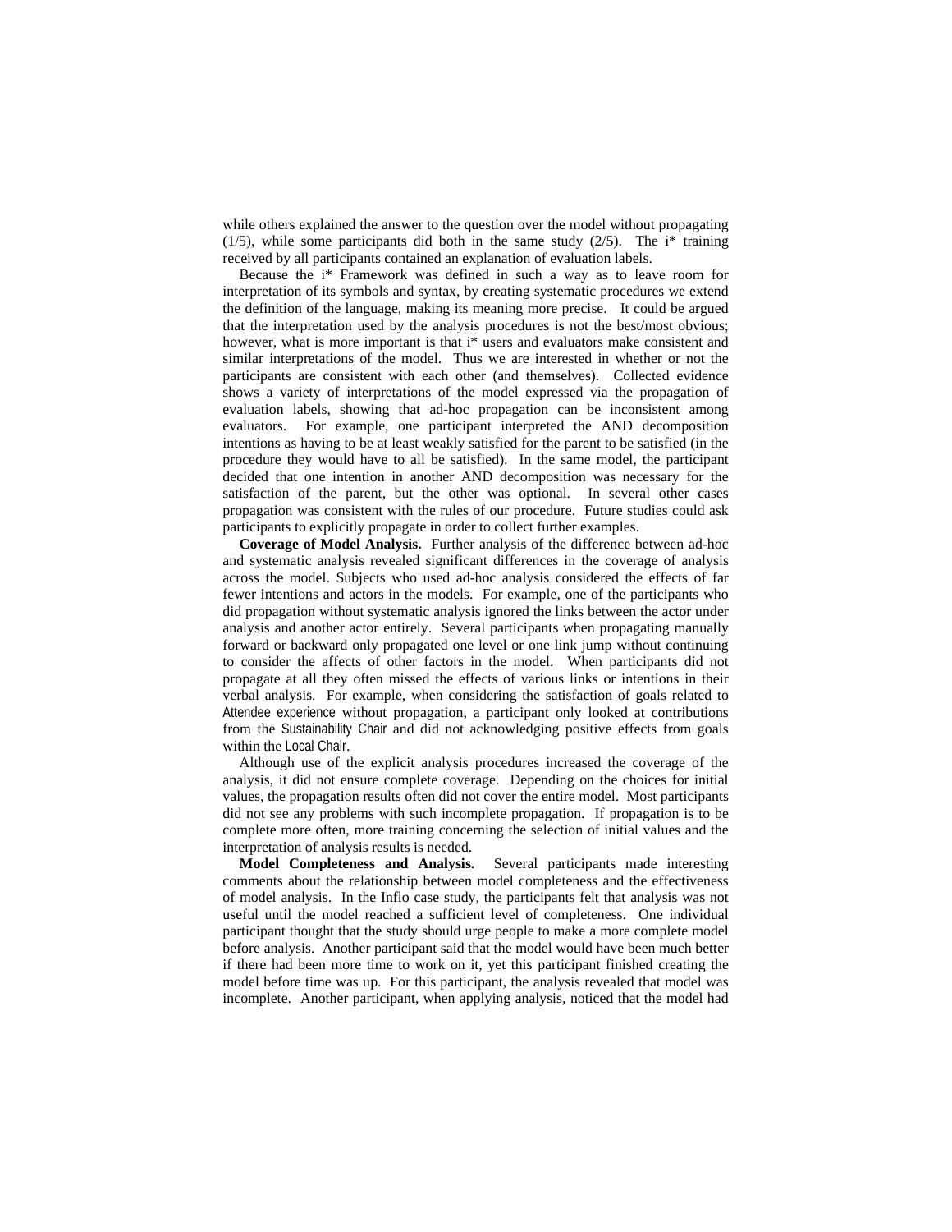while others explained the answer to the question over the model without propagating (1/5), while some participants did both in the same study (2/5). The i* training received by all participants contained an explanation of evaluation labels.

Because the i* Framework was defined in such a way as to leave room for interpretation of its symbols and syntax, by creating systematic procedures we extend the definition of the language, making its meaning more precise. It could be argued that the interpretation used by the analysis procedures is not the best/most obvious; however, what is more important is that i* users and evaluators make consistent and similar interpretations of the model. Thus we are interested in whether or not the participants are consistent with each other (and themselves). Collected evidence shows a variety of interpretations of the model expressed via the propagation of evaluation labels, showing that ad-hoc propagation can be inconsistent among evaluators. For example, one participant interpreted the AND decomposition intentions as having to be at least weakly satisfied for the parent to be satisfied (in the procedure they would have to all be satisfied). In the same model, the participant decided that one intention in another AND decomposition was necessary for the satisfaction of the parent, but the other was optional. In several other cases propagation was consistent with the rules of our procedure. Future studies could ask participants to explicitly propagate in order to collect further examples.

**Coverage of Model Analysis.** Further analysis of the difference between ad-hoc and systematic analysis revealed significant differences in the coverage of analysis across the model. Subjects who used ad-hoc analysis considered the effects of far fewer intentions and actors in the models. For example, one of the participants who did propagation without systematic analysis ignored the links between the actor under analysis and another actor entirely. Several participants when propagating manually forward or backward only propagated one level or one link jump without continuing to consider the affects of other factors in the model. When participants did not propagate at all they often missed the effects of various links or intentions in their verbal analysis. For example, when considering the satisfaction of goals related to Attendee experience without propagation, a participant only looked at contributions from the Sustainability Chair and did not acknowledging positive effects from goals within the Local Chair.

Although use of the explicit analysis procedures increased the coverage of the analysis, it did not ensure complete coverage. Depending on the choices for initial values, the propagation results often did not cover the entire model. Most participants did not see any problems with such incomplete propagation. If propagation is to be complete more often, more training concerning the selection of initial values and the interpretation of analysis results is needed.

**Model Completeness and Analysis.** Several participants made interesting comments about the relationship between model completeness and the effectiveness of model analysis. In the Inflo case study, the participants felt that analysis was not useful until the model reached a sufficient level of completeness. One individual participant thought that the study should urge people to make a more complete model before analysis. Another participant said that the model would have been much better if there had been more time to work on it, yet this participant finished creating the model before time was up. For this participant, the analysis revealed that model was incomplete. Another participant, when applying analysis, noticed that the model had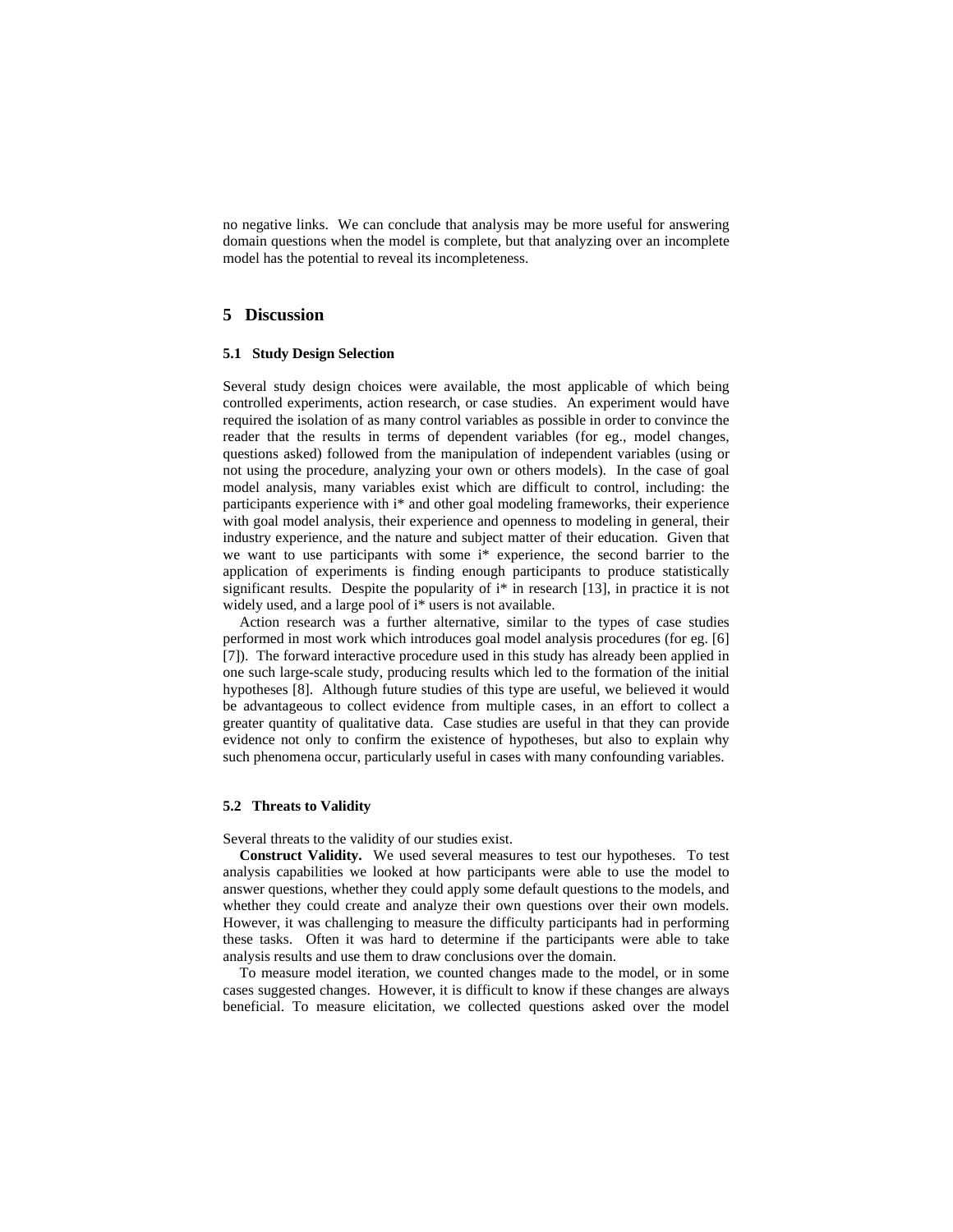no negative links. We can conclude that analysis may be more useful for answering domain questions when the model is complete, but that analyzing over an incomplete model has the potential to reveal its incompleteness.

## 5 Discussion

### 5.1 Study Design Selection

Several study design choices were available, the most applicable of which being controlled experiments, action research, or case studies. An experiment would have required the isolation of as many control variables as possible in order to convince the reader that the results in terms of dependent variables (for eg., model changes, questions asked) followed from the manipulation of independent variables (using or not using the procedure, analyzing your own or others models). In the case of goal model analysis, many variables exist which are difficult to control, including: the participants experience with i* and other goal modeling frameworks, their experience with goal model analysis, their experience and openness to modeling in general, their industry experience, and the nature and subject matter of their education. Given that we want to use participants with some i* experience, the second barrier to the application of experiments is finding enough participants to produce statistically significant results. Despite the popularity of i* in research [13], in practice it is not widely used, and a large pool of i* users is not available.

Action research was a further alternative, similar to the types of case studies performed in most work which introduces goal model analysis procedures (for eg. [6] [7]). The forward interactive procedure used in this study has already been applied in one such large-scale study, producing results which led to the formation of the initial hypotheses [8]. Although future studies of this type are useful, we believed it would be advantageous to collect evidence from multiple cases, in an effort to collect a greater quantity of qualitative data. Case studies are useful in that they can provide evidence not only to confirm the existence of hypotheses, but also to explain why such phenomena occur, particularly useful in cases with many confounding variables.

### 5.2 Threats to Validity

Several threats to the validity of our studies exist.

**Construct Validity.** We used several measures to test our hypotheses. To test analysis capabilities we looked at how participants were able to use the model to answer questions, whether they could apply some default questions to the models, and whether they could create and analyze their own questions over their own models. However, it was challenging to measure the difficulty participants had in performing these tasks. Often it was hard to determine if the participants were able to take analysis results and use them to draw conclusions over the domain.

To measure model iteration, we counted changes made to the model, or in some cases suggested changes. However, it is difficult to know if these changes are always beneficial. To measure elicitation, we collected questions asked over the model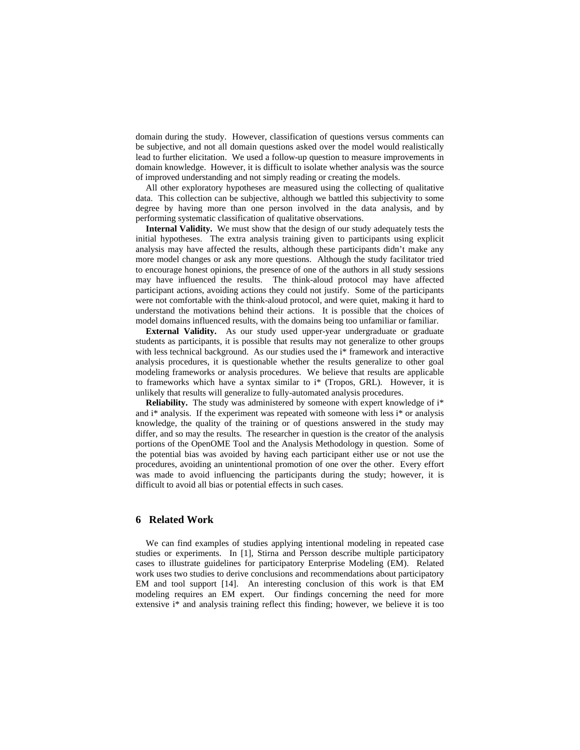domain during the study. However, classification of questions versus comments can be subjective, and not all domain questions asked over the model would realistically lead to further elicitation. We used a follow-up question to measure improvements in domain knowledge. However, it is difficult to isolate whether analysis was the source of improved understanding and not simply reading or creating the models.

All other exploratory hypotheses are measured using the collecting of qualitative data. This collection can be subjective, although we battled this subjectivity to some degree by having more than one person involved in the data analysis, and by performing systematic classification of qualitative observations.

**Internal Validity.** We must show that the design of our study adequately tests the initial hypotheses. The extra analysis training given to participants using explicit analysis may have affected the results, although these participants didn't make any more model changes or ask any more questions. Although the study facilitator tried to encourage honest opinions, the presence of one of the authors in all study sessions may have influenced the results. The think-aloud protocol may have affected participant actions, avoiding actions they could not justify. Some of the participants were not comfortable with the think-aloud protocol, and were quiet, making it hard to understand the motivations behind their actions. It is possible that the choices of model domains influenced results, with the domains being too unfamiliar or familiar.

**External Validity.** As our study used upper-year undergraduate or graduate students as participants, it is possible that results may not generalize to other groups with less technical background. As our studies used the i* framework and interactive analysis procedures, it is questionable whether the results generalize to other goal modeling frameworks or analysis procedures. We believe that results are applicable to frameworks which have a syntax similar to i* (Tropos, GRL). However, it is unlikely that results will generalize to fully-automated analysis procedures.

**Reliability.** The study was administered by someone with expert knowledge of i* and i* analysis. If the experiment was repeated with someone with less i* or analysis knowledge, the quality of the training or of questions answered in the study may differ, and so may the results. The researcher in question is the creator of the analysis portions of the OpenOME Tool and the Analysis Methodology in question. Some of the potential bias was avoided by having each participant either use or not use the procedures, avoiding an unintentional promotion of one over the other. Every effort was made to avoid influencing the participants during the study; however, it is difficult to avoid all bias or potential effects in such cases.

## 6 Related Work

We can find examples of studies applying intentional modeling in repeated case studies or experiments. In [1], Stirna and Persson describe multiple participatory cases to illustrate guidelines for participatory Enterprise Modeling (EM). Related work uses two studies to derive conclusions and recommendations about participatory EM and tool support [14]. An interesting conclusion of this work is that EM modeling requires an EM expert. Our findings concerning the need for more extensive i* and analysis training reflect this finding; however, we believe it is too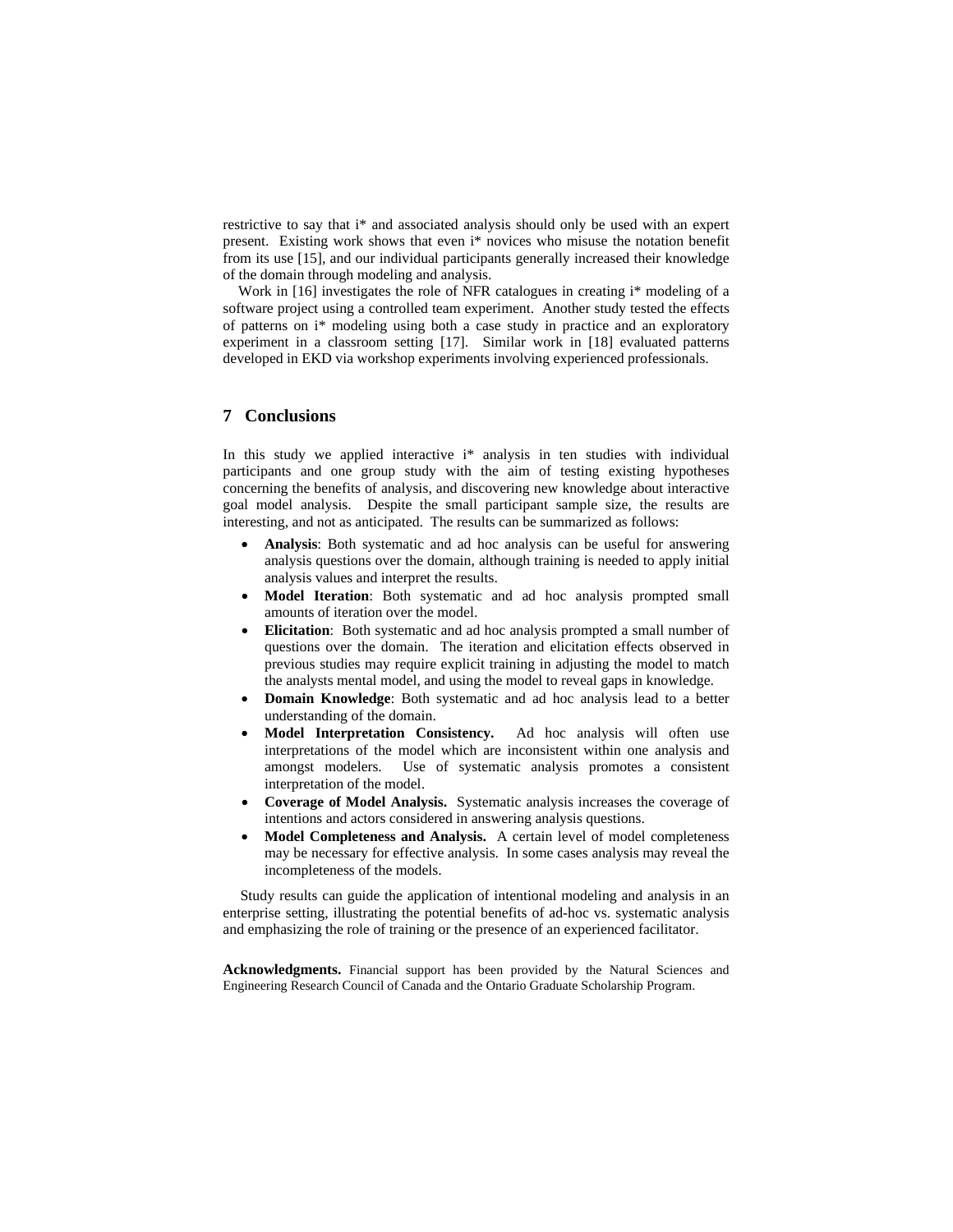restrictive to say that i* and associated analysis should only be used with an expert present. Existing work shows that even i* novices who misuse the notation benefit from its use [15], and our individual participants generally increased their knowledge of the domain through modeling and analysis.

Work in [16] investigates the role of NFR catalogues in creating i* modeling of a software project using a controlled team experiment. Another study tested the effects of patterns on i* modeling using both a case study in practice and an exploratory experiment in a classroom setting [17]. Similar work in [18] evaluated patterns developed in EKD via workshop experiments involving experienced professionals.

## 7 Conclusions

In this study we applied interactive i* analysis in ten studies with individual participants and one group study with the aim of testing existing hypotheses concerning the benefits of analysis, and discovering new knowledge about interactive goal model analysis. Despite the small participant sample size, the results are interesting, and not as anticipated. The results can be summarized as follows:

- **Analysis**: Both systematic and ad hoc analysis can be useful for answering analysis questions over the domain, although training is needed to apply initial analysis values and interpret the results.
- **Model Iteration**: Both systematic and ad hoc analysis prompted small amounts of iteration over the model.
- **Elicitation**: Both systematic and ad hoc analysis prompted a small number of questions over the domain. The iteration and elicitation effects observed in previous studies may require explicit training in adjusting the model to match the analysts mental model, and using the model to reveal gaps in knowledge.
- **Domain Knowledge**: Both systematic and ad hoc analysis lead to a better understanding of the domain.
- **Model Interpretation Consistency.** Ad hoc analysis will often use interpretations of the model which are inconsistent within one analysis and amongst modelers. Use of systematic analysis promotes a consistent interpretation of the model.
- **Coverage of Model Analysis.** Systematic analysis increases the coverage of intentions and actors considered in answering analysis questions.
- **Model Completeness and Analysis.** A certain level of model completeness may be necessary for effective analysis. In some cases analysis may reveal the incompleteness of the models.

Study results can guide the application of intentional modeling and analysis in an enterprise setting, illustrating the potential benefits of ad-hoc vs. systematic analysis and emphasizing the role of training or the presence of an experienced facilitator.

**Acknowledgments.** Financial support has been provided by the Natural Sciences and Engineering Research Council of Canada and the Ontario Graduate Scholarship Program.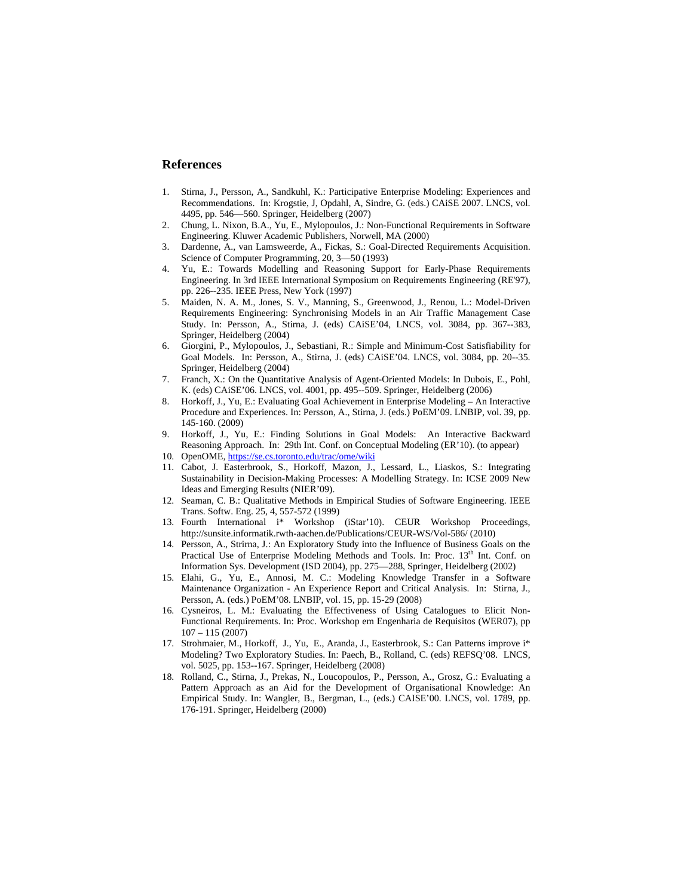## References

1. Stirna, J., Persson, A., Sandkuhl, K.: Participative Enterprise Modeling: Experiences and Recommendations. In: Krogstie, J, Opdahl, A, Sindre, G. (eds.) CAiSE 2007. LNCS, vol. 4495, pp. 546—560. Springer, Heidelberg (2007)
2. Chung, L. Nixon, B.A., Yu, E., Mylopoulos, J.: Non-Functional Requirements in Software Engineering. Kluwer Academic Publishers, Norwell, MA (2000)
3. Dardenne, A., van Lamsweerde, A., Fickas, S.: Goal-Directed Requirements Acquisition. Science of Computer Programming, 20, 3—50 (1993)
4. Yu, E.: Towards Modelling and Reasoning Support for Early-Phase Requirements Engineering. In 3rd IEEE International Symposium on Requirements Engineering (RE'97), pp. 226--235. IEEE Press, New York (1997)
5. Maiden, N. A. M., Jones, S. V., Manning, S., Greenwood, J., Renou, L.: Model-Driven Requirements Engineering: Synchronising Models in an Air Traffic Management Case Study. In: Persson, A., Stirna, J. (eds) CAiSE'04, LNCS, vol. 3084, pp. 367--383, Springer, Heidelberg (2004)
6. Giorgini, P., Mylopoulos, J., Sebastiani, R.: Simple and Minimum-Cost Satisfiability for Goal Models. In: Persson, A., Stirna, J. (eds) CAiSE'04. LNCS, vol. 3084, pp. 20--35. Springer, Heidelberg (2004)
7. Franch, X.: On the Quantitative Analysis of Agent-Oriented Models: In Dubois, E., Pohl, K. (eds) CAiSE'06. LNCS, vol. 4001, pp. 495--509. Springer, Heidelberg (2006)
8. Horkoff, J., Yu, E.: Evaluating Goal Achievement in Enterprise Modeling – An Interactive Procedure and Experiences. In: Persson, A., Stirna, J. (eds.) PoEM'09. LNBIP, vol. 39, pp. 145-160. (2009)
9. Horkoff, J., Yu, E.: Finding Solutions in Goal Models: An Interactive Backward Reasoning Approach. In: 29th Int. Conf. on Conceptual Modeling (ER'10). (to appear)
10. OpenOME, https://se.cs.toronto.edu/trac/ome/wiki
11. Cabot, J. Easterbrook, S., Horkoff, Mazon, J., Lessard, L., Liaskos, S.: Integrating Sustainability in Decision-Making Processes: A Modelling Strategy. In: ICSE 2009 New Ideas and Emerging Results (NIER'09).
12. Seaman, C. B.: Qualitative Methods in Empirical Studies of Software Engineering. IEEE Trans. Softw. Eng. 25, 4, 557-572 (1999)
13. Fourth International i* Workshop (iStar'10). CEUR Workshop Proceedings, http://sunsite.informatik.rwth-aachen.de/Publications/CEUR-WS/Vol-586/ (2010)
14. Persson, A., Strirna, J.: An Exploratory Study into the Influence of Business Goals on the Practical Use of Enterprise Modeling Methods and Tools. In: Proc. 13th Int. Conf. on Information Sys. Development (ISD 2004), pp. 275—288, Springer, Heidelberg (2002)
15. Elahi, G., Yu, E., Annosi, M. C.: Modeling Knowledge Transfer in a Software Maintenance Organization - An Experience Report and Critical Analysis. In: Stirna, J., Persson, A. (eds.) PoEM'08. LNBIP, vol. 15, pp. 15-29 (2008)
16. Cysneiros, L. M.: Evaluating the Effectiveness of Using Catalogues to Elicit Non-Functional Requirements. In: Proc. Workshop em Engenharia de Requisitos (WER07), pp 107 – 115 (2007)
17. Strohmaier, M., Horkoff, J., Yu, E., Aranda, J., Easterbrook, S.: Can Patterns improve i* Modeling? Two Exploratory Studies. In: Paech, B., Rolland, C. (eds) REFSQ'08. LNCS, vol. 5025, pp. 153--167. Springer, Heidelberg (2008)
18. Rolland, C., Stirna, J., Prekas, N., Loucopoulos, P., Persson, A., Grosz, G.: Evaluating a Pattern Approach as an Aid for the Development of Organisational Knowledge: An Empirical Study. In: Wangler, B., Bergman, L., (eds.) CAISE'00. LNCS, vol. 1789, pp. 176-191. Springer, Heidelberg (2000)